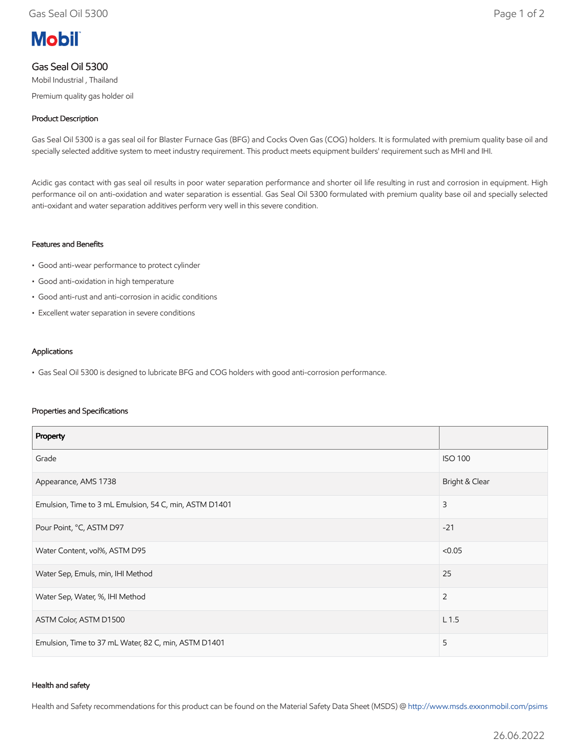Mobil

# Gas Seal Oil 5300

Mobil Industrial , Thailand

Premium quality gas holder oil

## Product Description

Gas Seal Oil 5300 is a gas seal oil for Blaster Furnace Gas (BFG) and Cocks Oven Gas (COG) holders. It is formulated with premium quality base oil and specially selected additive system to meet industry requirement. This product meets equipment builders' requirement such as MHI and IHI.

Acidic gas contact with gas seal oil results in poor water separation performance and shorter oil life resulting in rust and corrosion in equipment. High performance oil on anti-oxidation and water separation is essential. Gas Seal Oil 5300 formulated with premium quality base oil and specially selected anti-oxidant and water separation additives perform very well in this severe condition.

## Features and Benefits

- Good anti-wear performance to protect cylinder
- Good anti-oxidation in high temperature
- Good anti-rust and anti-corrosion in acidic conditions
- Excellent water separation in severe conditions

## Applications

- Gas Seal Oil 5300 is designed to lubricate BFG and COG holders with good anti-corrosion performance.

## Properties and Specifications

| Property | |
|---|---|
| Grade | ISO 100 |
| Appearance, AMS 1738 | Bright & Clear |
| Emulsion, Time to 3 mL Emulsion, 54 C, min, ASTM D1401 | 3 |
| Pour Point, °C, ASTM D97 | -21 |
| Water Content, vol%, ASTM D95 | <0.05 |
| Water Sep, Emuls, min, IHI Method | 25 |
| Water Sep, Water, %, IHI Method | 2 |
| ASTM Color, ASTM D1500 | L 1.5 |
| Emulsion, Time to 37 mL Water, 82 C, min, ASTM D1401 | 5 |

## Health and safety

Health and Safety recommendations for this product can be found on the Material Safety Data Sheet (MSDS) @ http://www.msds.exxonmobil.com/psims

26.06.2022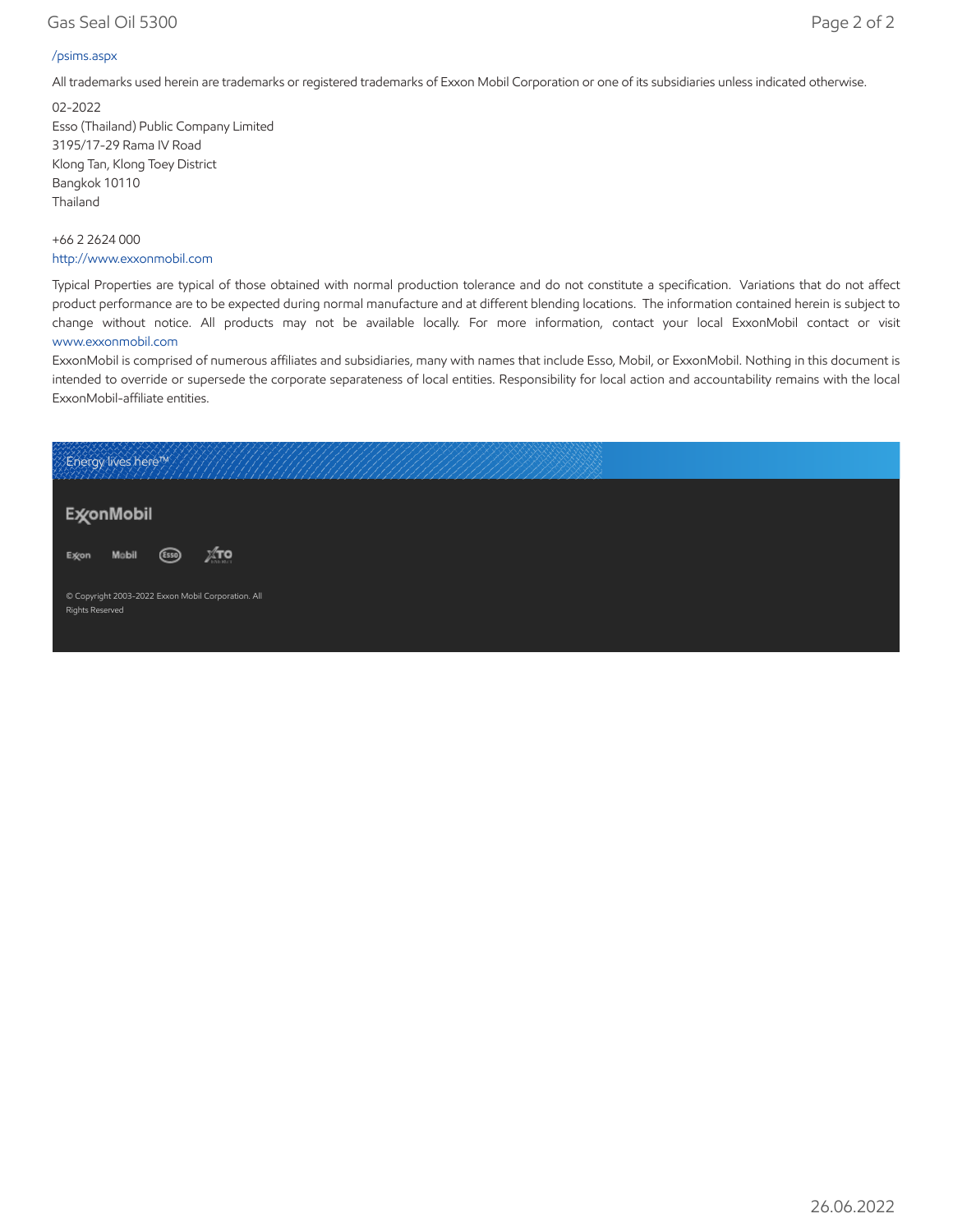/psims.aspx

All trademarks used herein are trademarks or registered trademarks of Exxon Mobil Corporation or one of its subsidiaries unless indicated otherwise.

02-2022
Esso (Thailand) Public Company Limited
3195/17-29 Rama IV Road
Klong Tan, Klong Toey District
Bangkok 10110
Thailand

+66 2 2624 000
http://www.exxonmobil.com

Typical Properties are typical of those obtained with normal production tolerance and do not constitute a specification. Variations that do not affect product performance are to be expected during normal manufacture and at different blending locations. The information contained herein is subject to change without notice. All products may not be available locally. For more information, contact your local ExxonMobil contact or visit www.exxonmobil.com

ExxonMobil is comprised of numerous affiliates and subsidiaries, many with names that include Esso, Mobil, or ExxonMobil. Nothing in this document is intended to override or supersede the corporate separateness of local entities. Responsibility for local action and accountability remains with the local ExxonMobil-affiliate entities.

Energy lives here™

ExxonMobil

Exxon Mobil Esso XTO

© Copyright 2003-2022 Exxon Mobil Corporation. All Rights Reserved